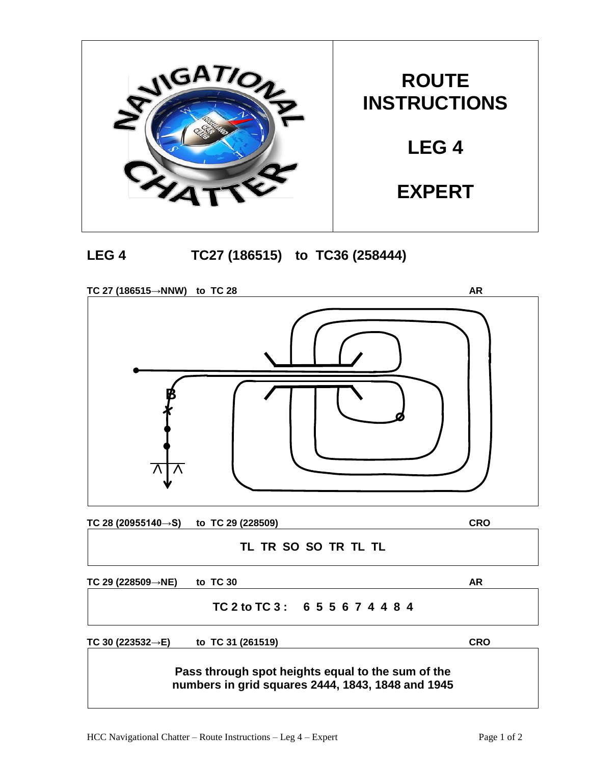# ROUTE INSTRUCTIONS

# LEG 4

# EXPERT

## LEG 4 TC27 (186515) to TC36 (258444)

**TC 27 (186515→NNW) to TC 28** **AR**

**B**

**TC 28 (20955140→S) to TC 29 (228509)** **CRO**

**TL TR SO SO TR TL TL**

**TC 29 (228509→NE) to TC 30** **AR**

**TC 2 to TC 3 : 6 5 5 6 7 4 4 8 4**

**TC 30 (223532→E) to TC 31 (261519)** **CRO**

**Pass through spot heights equal to the sum of the numbers in grid squares 2444, 1843, 1848 and 1945**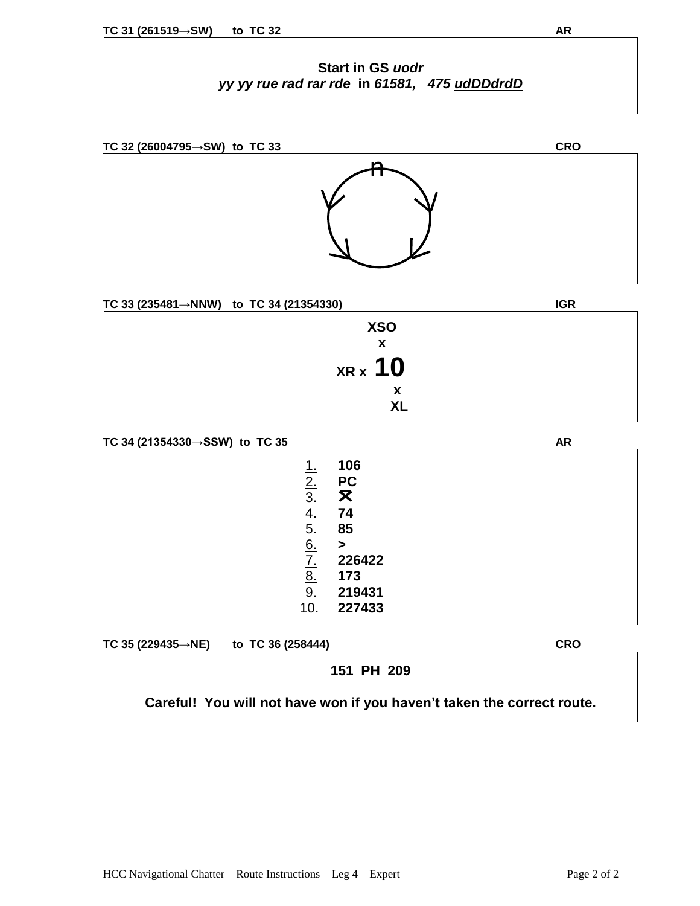**TC 31 (261519→SW)   to TC 32**   **AR**

**Start in GS *uodr***

***yy yy rue rad rar rde* in *61581, 475 <u>udDDdrdD</u>***

**TC 32 (26004795→SW) to TC 33**   **CRO**

n

**TC 33 (235481→NNW)   to TC 34 (21354330)**   **IGR**

**XSO**

**x**

**XR x 10**

**x**

**XL**

**TC 34 (21354330→SSW) to TC 35**   **AR**

<u>1.</u> **106**
<u>2.</u> **PC**
3. **ᴥ**
4. **74**
5. **85**
<u>6.</u> **>**
<u>7.</u> **226422**
<u>8.</u> **173**
9. **219431**
10. **227433**

**TC 35 (229435→NE)   to TC 36 (258444)**   **CRO**

**151 PH 209**

**Careful! You will not have won if you haven't taken the correct route.**